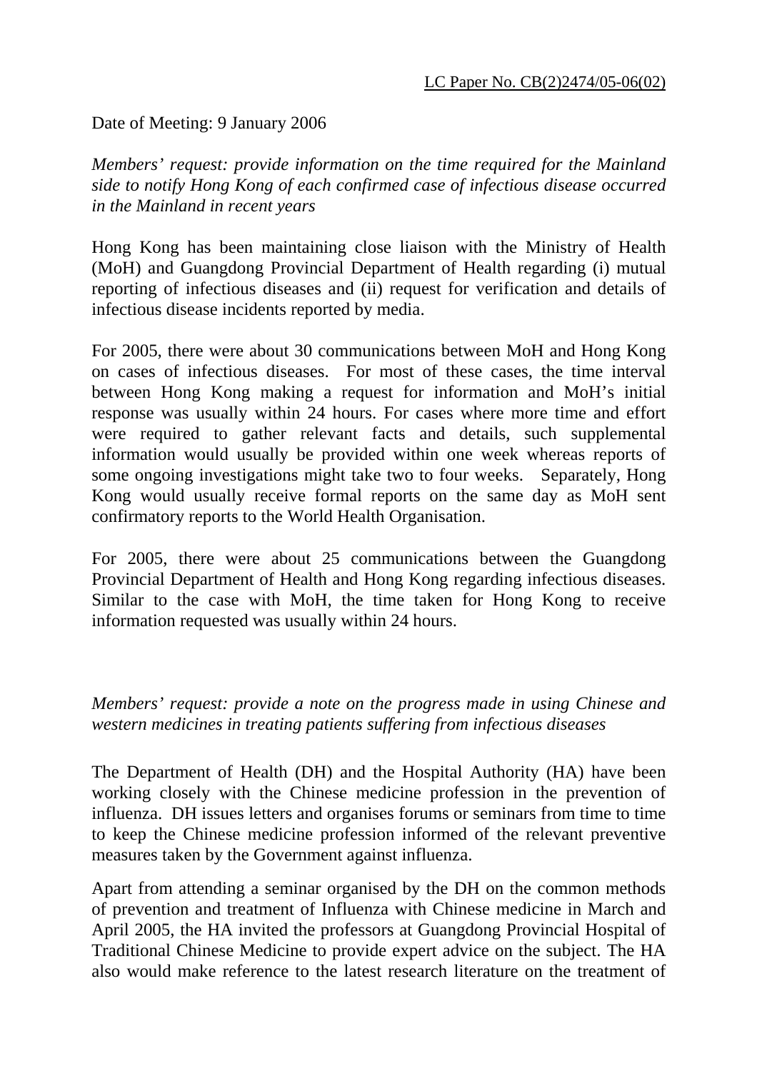LC Paper No. CB(2)2474/05-06(02)

Date of Meeting: 9 January 2006

*Members' request: provide information on the time required for the Mainland side to notify Hong Kong of each confirmed case of infectious disease occurred in the Mainland in recent years*

Hong Kong has been maintaining close liaison with the Ministry of Health (MoH) and Guangdong Provincial Department of Health regarding (i) mutual reporting of infectious diseases and (ii) request for verification and details of infectious disease incidents reported by media.

For 2005, there were about 30 communications between MoH and Hong Kong on cases of infectious diseases. For most of these cases, the time interval between Hong Kong making a request for information and MoH's initial response was usually within 24 hours. For cases where more time and effort were required to gather relevant facts and details, such supplemental information would usually be provided within one week whereas reports of some ongoing investigations might take two to four weeks. Separately, Hong Kong would usually receive formal reports on the same day as MoH sent confirmatory reports to the World Health Organisation.

For 2005, there were about 25 communications between the Guangdong Provincial Department of Health and Hong Kong regarding infectious diseases. Similar to the case with MoH, the time taken for Hong Kong to receive information requested was usually within 24 hours.

*Members' request: provide a note on the progress made in using Chinese and western medicines in treating patients suffering from infectious diseases*

The Department of Health (DH) and the Hospital Authority (HA) have been working closely with the Chinese medicine profession in the prevention of influenza. DH issues letters and organises forums or seminars from time to time to keep the Chinese medicine profession informed of the relevant preventive measures taken by the Government against influenza.

Apart from attending a seminar organised by the DH on the common methods of prevention and treatment of Influenza with Chinese medicine in March and April 2005, the HA invited the professors at Guangdong Provincial Hospital of Traditional Chinese Medicine to provide expert advice on the subject. The HA also would make reference to the latest research literature on the treatment of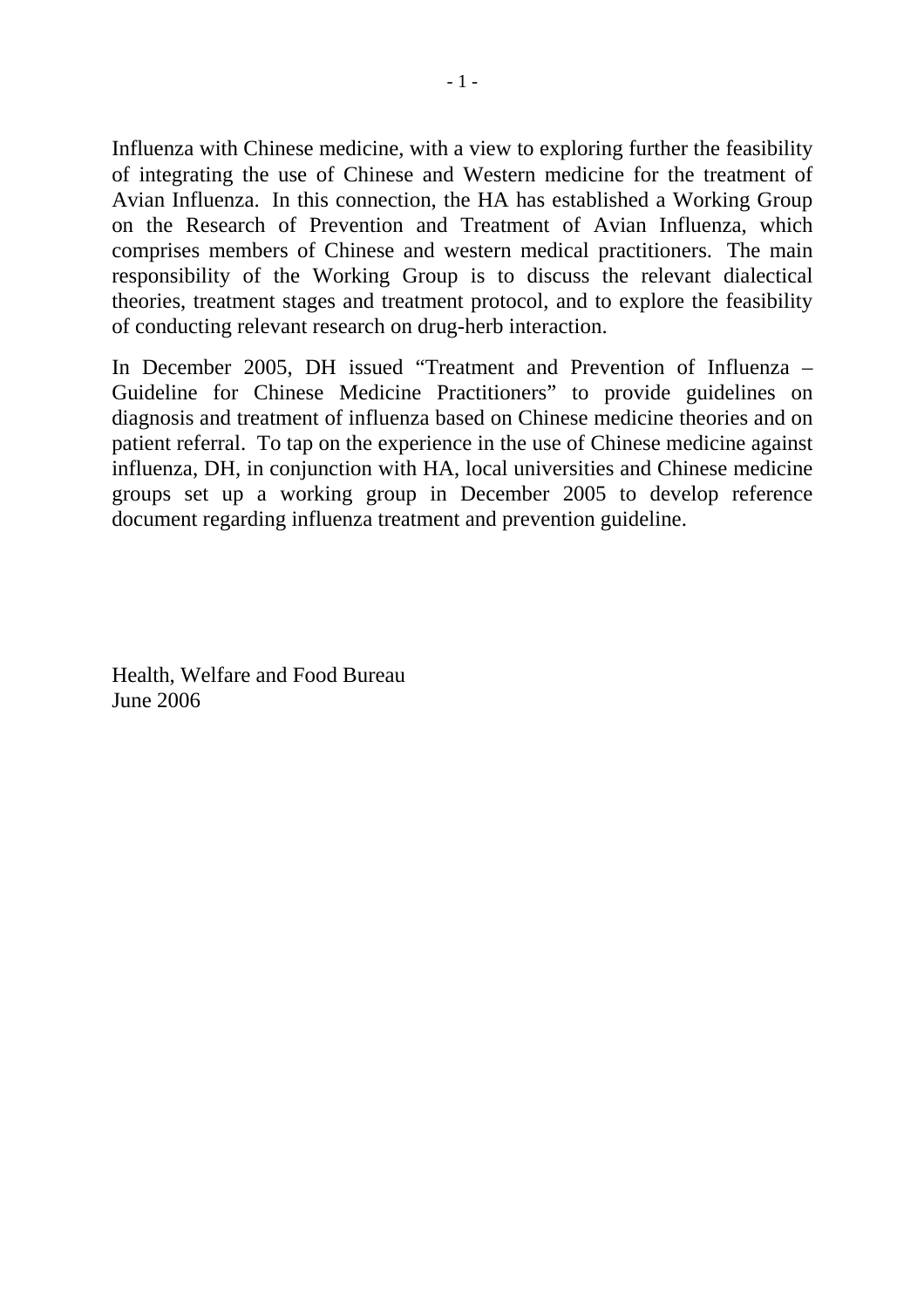Influenza with Chinese medicine, with a view to exploring further the feasibility of integrating the use of Chinese and Western medicine for the treatment of Avian Influenza. In this connection, the HA has established a Working Group on the Research of Prevention and Treatment of Avian Influenza, which comprises members of Chinese and western medical practitioners. The main responsibility of the Working Group is to discuss the relevant dialectical theories, treatment stages and treatment protocol, and to explore the feasibility of conducting relevant research on drug-herb interaction.

In December 2005, DH issued "Treatment and Prevention of Influenza – Guideline for Chinese Medicine Practitioners" to provide guidelines on diagnosis and treatment of influenza based on Chinese medicine theories and on patient referral. To tap on the experience in the use of Chinese medicine against influenza, DH, in conjunction with HA, local universities and Chinese medicine groups set up a working group in December 2005 to develop reference document regarding influenza treatment and prevention guideline.

Health, Welfare and Food Bureau
June 2006